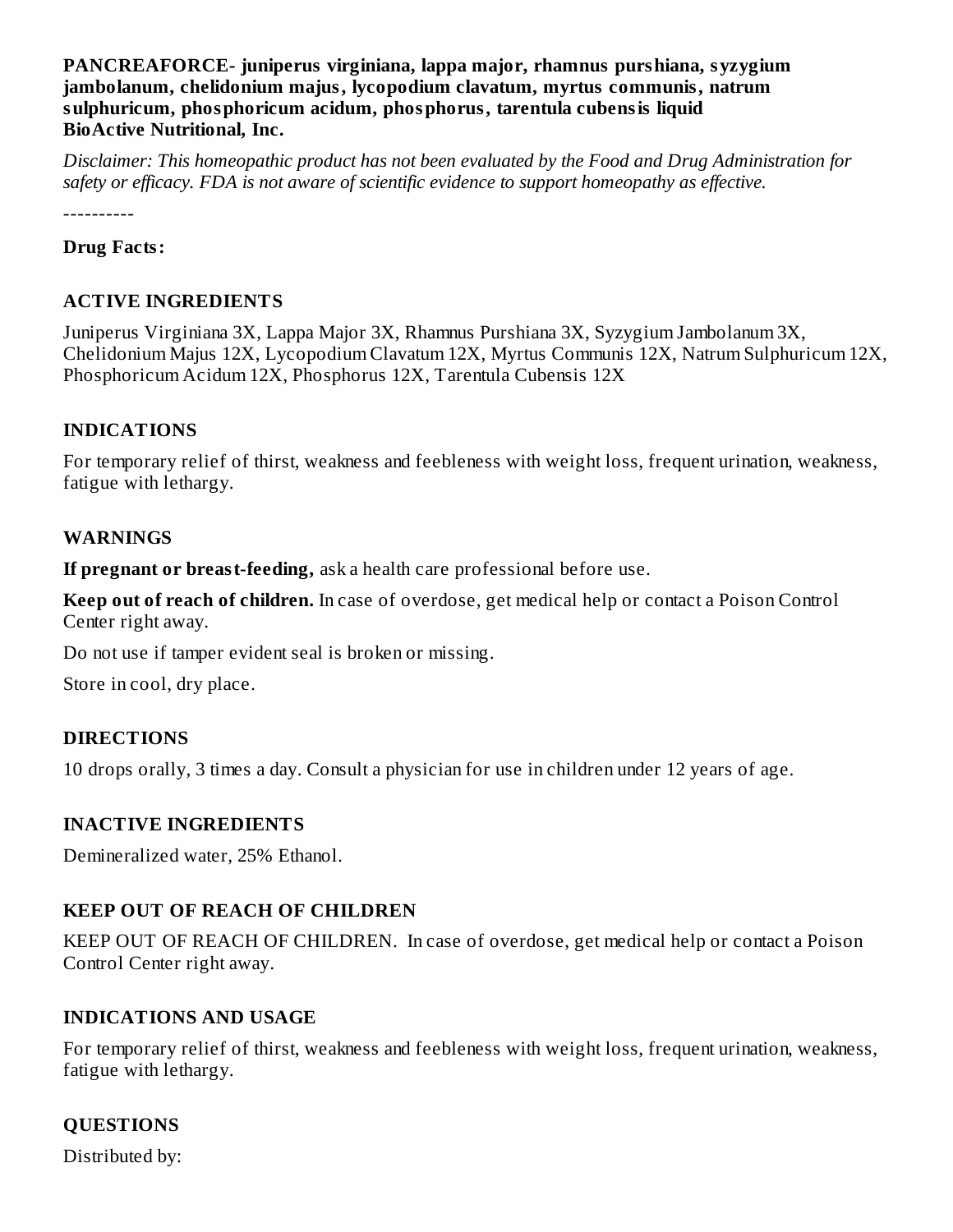**PANCREAFORCE- juniperus virginiana, lappa major, rhamnus purshiana, syzygium jambolanum, chelidonium majus, lycopodium clavatum, myrtus communis, natrum sulphuricum, phosphoricum acidum, phosphorus, tarentula cubensis liquid**
**BioActive Nutritional, Inc.**

*Disclaimer: This homeopathic product has not been evaluated by the Food and Drug Administration for safety or efficacy. FDA is not aware of scientific evidence to support homeopathy as effective.*

----------

**Drug Facts:**

## ACTIVE INGREDIENTS

Juniperus Virginiana 3X, Lappa Major 3X, Rhamnus Purshiana 3X, Syzygium Jambolanum 3X, Chelidonium Majus 12X, Lycopodium Clavatum 12X, Myrtus Communis 12X, Natrum Sulphuricum 12X, Phosphoricum Acidum 12X, Phosphorus 12X, Tarentula Cubensis 12X

## INDICATIONS

For temporary relief of thirst, weakness and feebleness with weight loss, frequent urination, weakness, fatigue with lethargy.

## WARNINGS

**If pregnant or breast-feeding,** ask a health care professional before use.

**Keep out of reach of children.** In case of overdose, get medical help or contact a Poison Control Center right away.

Do not use if tamper evident seal is broken or missing.

Store in cool, dry place.

## DIRECTIONS

10 drops orally, 3 times a day. Consult a physician for use in children under 12 years of age.

## INACTIVE INGREDIENTS

Demineralized water, 25% Ethanol.

## KEEP OUT OF REACH OF CHILDREN

KEEP OUT OF REACH OF CHILDREN. In case of overdose, get medical help or contact a Poison Control Center right away.

## INDICATIONS AND USAGE

For temporary relief of thirst, weakness and feebleness with weight loss, frequent urination, weakness, fatigue with lethargy.

## QUESTIONS

Distributed by: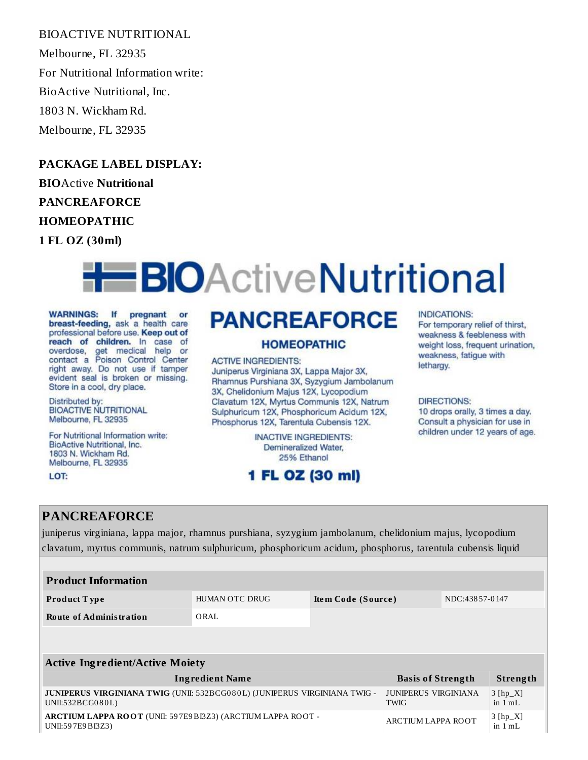BIOACTIVE NUTRITIONAL

Melbourne, FL 32935

For Nutritional Information write:

BioActive Nutritional, Inc.

1803 N. Wickham Rd.

Melbourne, FL 32935

**PACKAGE LABEL DISPLAY:**

**BIO**Active **Nutritional**

**PANCREAFORCE**

**HOMEOPATHIC**

**1 FL OZ (30ml)**

BIOActiveNutritional

**WARNINGS: If pregnant or breast-feeding,** ask a health care professional before use. **Keep out of reach of children.** In case of overdose, get medical help or contact a Poison Control Center right away. Do not use if tamper evident seal is broken or missing. Store in a cool, dry place.

Distributed by:
BIOACTIVE NUTRITIONAL
Melbourne, FL 32935

For Nutritional Information write:
BioActive Nutritional, Inc.
1803 N. Wickham Rd.
Melbourne, FL 32935

LOT:

**PANCREAFORCE**

**HOMEOPATHIC**

ACTIVE INGREDIENTS:
Juniperus Virginiana 3X, Lappa Major 3X, Rhamnus Purshiana 3X, Syzygium Jambolanum 3X, Chelidonium Majus 12X, Lycopodium Clavatum 12X, Myrtus Communis 12X, Natrum Sulphuricum 12X, Phosphoricum Acidum 12X, Phosphorus 12X, Tarentula Cubensis 12X.

INACTIVE INGREDIENTS:
Demineralized Water,
25% Ethanol

**1 FL OZ (30 ml)**

INDICATIONS:
For temporary relief of thirst, weakness & feebleness with weight loss, frequent urination, weakness, fatigue with lethargy.

DIRECTIONS:
10 drops orally, 3 times a day. Consult a physician for use in children under 12 years of age.

## PANCREAFORCE

juniperus virginiana, lappa major, rhamnus purshiana, syzygium jambolanum, chelidonium majus, lycopodium clavatum, myrtus communis, natrum sulphuricum, phosphoricum acidum, phosphorus, tarentula cubensis liquid

| Product Information | | | |
|---|---|---|---|
| **Product Type** | HUMAN OTC DRUG | **Item Code (Source)** | NDC:43857-0147 |
| **Route of Administration** | ORAL | | |

| Active Ingredient/Active Moiety | | |
|---|---|---|
| **Ingredient Name** | **Basis of Strength** | **Strength** |
| **JUNIPERUS VIRGINIANA TWIG** (UNII: 532BCG080L) (JUNIPERUS VIRGINIANA TWIG - UNII:532BCG080L) | JUNIPERUS VIRGINIANA TWIG | 3 [hp_X] in 1 mL |
| **ARCTIUM LAPPA ROOT** (UNII: 597E9BI3Z3) (ARCTIUM LAPPA ROOT - UNII:597E9BI3Z3) | ARCTIUM LAPPA ROOT | 3 [hp_X] in 1 mL |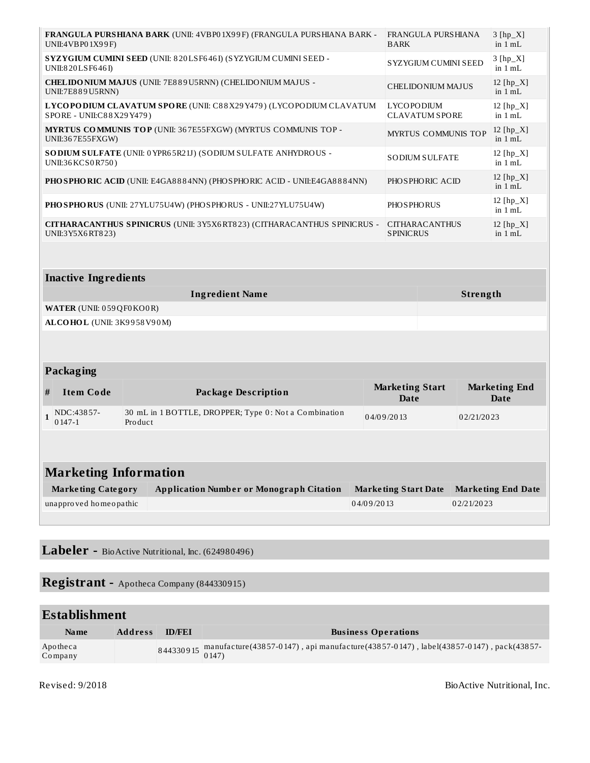| | | |
|---|---|---|
| **FRANGULA PURSHIANA BARK** (UNII: 4VBP01X99F) (FRANGULA PURSHIANA BARK - UNII:4VBP01X99F) | FRANGULA PURSHIANA BARK | 3 [hp_X] in 1 mL |
| **SYZYGIUM CUMINI SEED** (UNII: 820LSF646I) (SYZYGIUM CUMINI SEED - UNII:820LSF646I) | SYZYGIUM CUMINI SEED | 3 [hp_X] in 1 mL |
| **CHELIDONIUM MAJUS** (UNII: 7E889U5RNN) (CHELIDONIUM MAJUS - UNII:7E889U5RNN) | CHELIDONIUM MAJUS | 12 [hp_X] in 1 mL |
| **LYCOPODIUM CLAVATUM SPORE** (UNII: C88X29Y479) (LYCOPODIUM CLAVATUM SPORE - UNII:C88X29Y479) | LYCOPODIUM CLAVATUM SPORE | 12 [hp_X] in 1 mL |
| **MYRTUS COMMUNIS TOP** (UNII: 367E55FXGW) (MYRTUS COMMUNIS TOP - UNII:367E55FXGW) | MYRTUS COMMUNIS TOP | 12 [hp_X] in 1 mL |
| **SODIUM SULFATE** (UNII: 0YPR65R21J) (SODIUM SULFATE ANHYDROUS - UNII:36KCS0R750) | SODIUM SULFATE | 12 [hp_X] in 1 mL |
| **PHOSPHORIC ACID** (UNII: E4GA8884NN) (PHOSPHORIC ACID - UNII:E4GA8884NN) | PHOSPHORIC ACID | 12 [hp_X] in 1 mL |
| **PHOSPHORUS** (UNII: 27YLU75U4W) (PHOSPHORUS - UNII:27YLU75U4W) | PHOSPHORUS | 12 [hp_X] in 1 mL |
| **CITHARACANTHUS SPINICRUS** (UNII: 3Y5X6RT823) (CITHARACANTHUS SPINICRUS - UNII:3Y5X6RT823) | CITHARACANTHUS SPINICRUS | 12 [hp_X] in 1 mL |

## Inactive Ingredients

| Ingredient Name | Strength |
|---|---|
| **WATER** (UNII: 059QF0KO0R) | |
| **ALCOHOL** (UNII: 3K9958V90M) | |

## Packaging

| # | Item Code | Package Description | Marketing Start Date | Marketing End Date |
|---|---|---|---|---|
| 1 | NDC:43857-0147-1 | 30 mL in 1 BOTTLE, DROPPER; Type 0: Not a Combination Product | 04/09/2013 | 02/21/2023 |

## Marketing Information

| Marketing Category | Application Number or Monograph Citation | Marketing Start Date | Marketing End Date |
|---|---|---|---|
| unapproved homeopathic | | 04/09/2013 | 02/21/2023 |

## Labeler - BioActive Nutritional, Inc. (624980496)

## Registrant - Apotheca Company (844330915)

## Establishment

| Name | Address | ID/FEI | Business Operations |
|---|---|---|---|
| Apotheca Company | | 844330915 | manufacture(43857-0147) , api manufacture(43857-0147) , label(43857-0147) , pack(43857-0147) |

Revised: 9/2018

BioActive Nutritional, Inc.